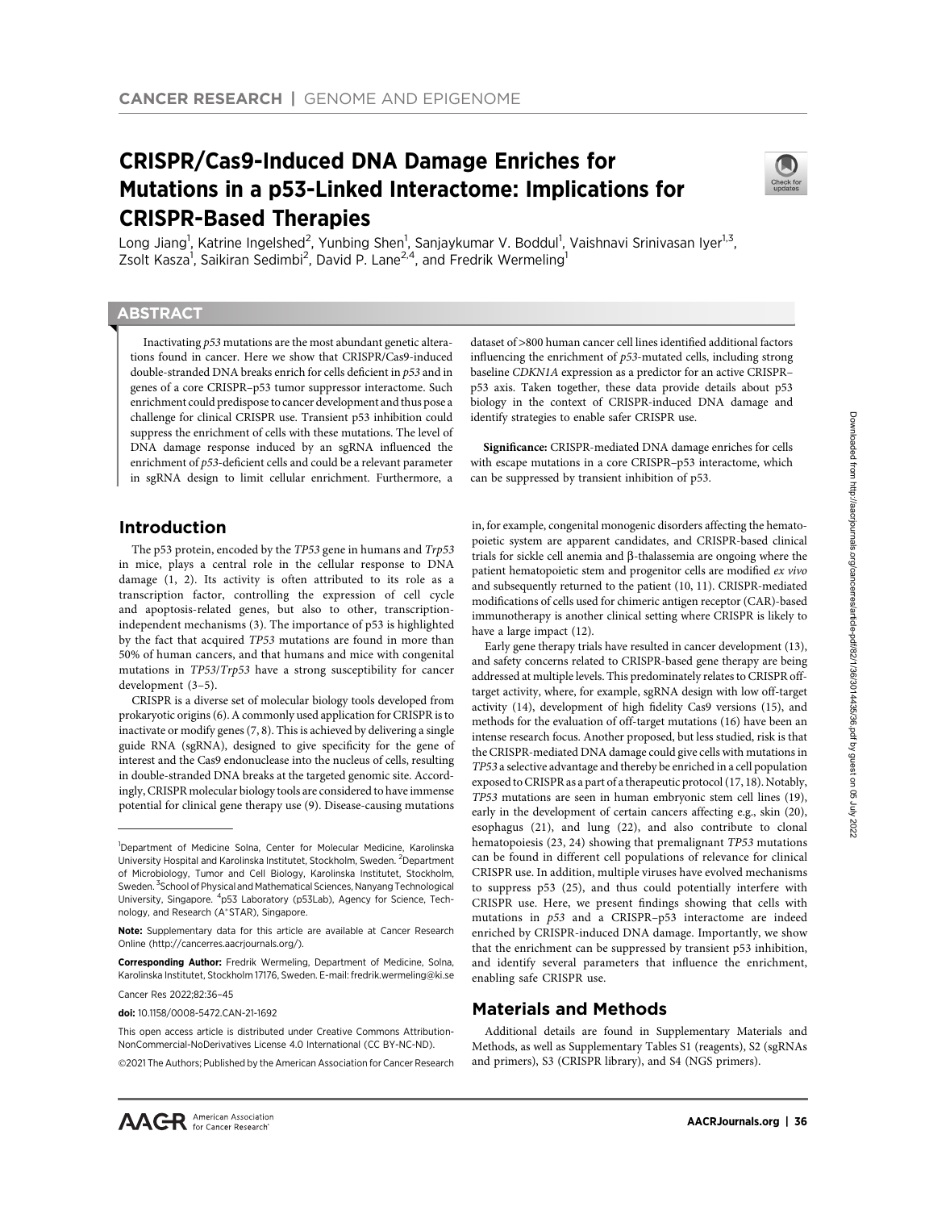CANCER RESEARCH | GENOME AND EPIGENOME

# CRISPR/Cas9-Induced DNA Damage Enriches for Mutations in a p53-Linked Interactome: Implications for CRISPR-Based Therapies

Long Jiang[1], Katrine Ingelshed[2], Yunbing Shen[1], Sanjaykumar V. Boddul[1], Vaishnavi Srinivasan Iyer[1,3], Zsolt Kasza[1], Saikiran Sedimbi[2], David P. Lane[2,4], and Fredrik Wermeling[1]

## ABSTRACT

Inactivating *p53* mutations are the most abundant genetic alterations found in cancer. Here we show that CRISPR/Cas9-induced double-stranded DNA breaks enrich for cells deficient in *p53* and in genes of a core CRISPR–p53 tumor suppressor interactome. Such enrichment could predispose to cancer development and thus pose a challenge for clinical CRISPR use. Transient p53 inhibition could suppress the enrichment of cells with these mutations. The level of DNA damage response induced by an sgRNA influenced the enrichment of *p53*-deficient cells and could be a relevant parameter in sgRNA design to limit cellular enrichment. Furthermore, a dataset of >800 human cancer cell lines identified additional factors influencing the enrichment of *p53*-mutated cells, including strong baseline *CDKN1A* expression as a predictor for an active CRISPR–p53 axis. Taken together, these data provide details about p53 biology in the context of CRISPR-induced DNA damage and identify strategies to enable safer CRISPR use.

**Significance:** CRISPR-mediated DNA damage enriches for cells with escape mutations in a core CRISPR–p53 interactome, which can be suppressed by transient inhibition of p53.

## Introduction

The p53 protein, encoded by the *TP53* gene in humans and *Trp53* in mice, plays a central role in the cellular response to DNA damage (1, 2). Its activity is often attributed to its role as a transcription factor, controlling the expression of cell cycle and apoptosis-related genes, but also to other, transcription-independent mechanisms (3). The importance of p53 is highlighted by the fact that acquired *TP53* mutations are found in more than 50% of human cancers, and that humans and mice with congenital mutations in *TP53*/*Trp53* have a strong susceptibility for cancer development (3–5).

CRISPR is a diverse set of molecular biology tools developed from prokaryotic origins (6). A commonly used application for CRISPR is to inactivate or modify genes (7, 8). This is achieved by delivering a single guide RNA (sgRNA), designed to give specificity for the gene of interest and the Cas9 endonuclease into the nucleus of cells, resulting in double-stranded DNA breaks at the targeted genomic site. Accordingly, CRISPR molecular biology tools are considered to have immense potential for clinical gene therapy use (9). Disease-causing mutations in, for example, congenital monogenic disorders affecting the hematopoietic system are apparent candidates, and CRISPR-based clinical trials for sickle cell anemia and β-thalassemia are ongoing where the patient hematopoietic stem and progenitor cells are modified *ex vivo* and subsequently returned to the patient (10, 11). CRISPR-mediated modifications of cells used for chimeric antigen receptor (CAR)-based immunotherapy is another clinical setting where CRISPR is likely to have a large impact (12).

Early gene therapy trials have resulted in cancer development (13), and safety concerns related to CRISPR-based gene therapy are being addressed at multiple levels. This predominately relates to CRISPR off-target activity, where, for example, sgRNA design with low off-target activity (14), development of high fidelity Cas9 versions (15), and methods for the evaluation of off-target mutations (16) have been an intense research focus. Another proposed, but less studied, risk is that the CRISPR-mediated DNA damage could give cells with mutations in *TP53* a selective advantage and thereby be enriched in a cell population exposed to CRISPR as a part of a therapeutic protocol (17, 18). Notably, *TP53* mutations are seen in human embryonic stem cell lines (19), early in the development of certain cancers affecting e.g., skin (20), esophagus (21), and lung (22), and also contribute to clonal hematopoiesis (23, 24) showing that premalignant *TP53* mutations can be found in different cell populations of relevance for clinical CRISPR use. In addition, multiple viruses have evolved mechanisms to suppress p53 (25), and thus could potentially interfere with CRISPR use. Here, we present findings showing that cells with mutations in *p53* and a CRISPR–p53 interactome are indeed enriched by CRISPR-induced DNA damage. Importantly, we show that the enrichment can be suppressed by transient p53 inhibition, and identify several parameters that influence the enrichment, enabling safe CRISPR use.

## Materials and Methods

Additional details are found in Supplementary Materials and Methods, as well as Supplementary Tables S1 (reagents), S2 (sgRNAs and primers), S3 (CRISPR library), and S4 (NGS primers).

---

[1]Department of Medicine Solna, Center for Molecular Medicine, Karolinska University Hospital and Karolinska Institutet, Stockholm, Sweden. [2]Department of Microbiology, Tumor and Cell Biology, Karolinska Institutet, Stockholm, Sweden. [3]School of Physical and Mathematical Sciences, Nanyang Technological University, Singapore. [4]p53 Laboratory (p53Lab), Agency for Science, Technology, and Research (A*STAR), Singapore.

**Note:** Supplementary data for this article are available at Cancer Research Online (http://cancerres.aacrjournals.org/).

**Corresponding Author:** Fredrik Wermeling, Department of Medicine, Solna, Karolinska Institutet, Stockholm 17176, Sweden. E-mail: fredrik.wermeling@ki.se

Cancer Res 2022;82:36–45

**doi:** 10.1158/0008-5472.CAN-21-1692

This open access article is distributed under Creative Commons Attribution-NonCommercial-NoDerivatives License 4.0 International (CC BY-NC-ND).

©2021 The Authors; Published by the American Association for Cancer Research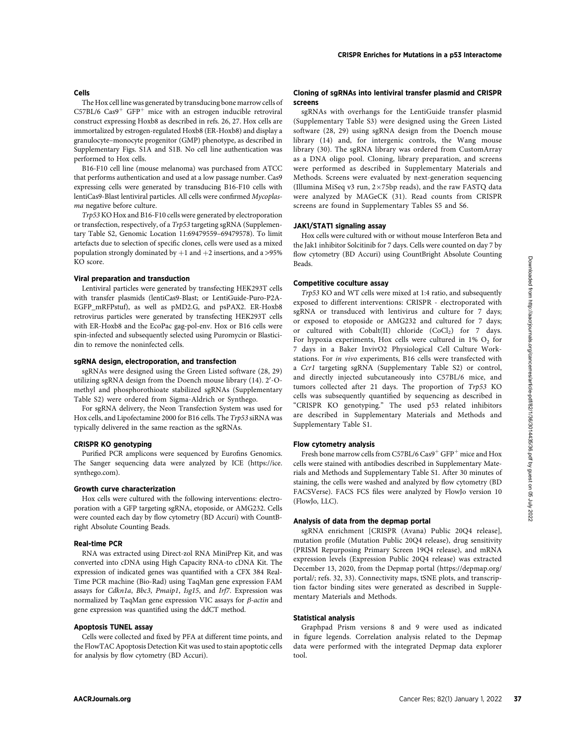### Cells

The Hox cell line was generated by transducing bone marrow cells of C57BL/6 $Cas9^+$ $GFP^+$ mice with an estrogen inducible retroviral construct expressing Hoxb8 as described in refs. 26, 27. Hox cells are immortalized by estrogen-regulated Hoxb8 (ER-Hoxb8) and display a granulocyte–monocyte progenitor (GMP) phenotype, as described in Supplementary Figs. S1A and S1B. No cell line authentication was performed to Hox cells.

B16-F10 cell line (mouse melanoma) was purchased from ATCC that performs authentication and used at a low passage number. Cas9 expressing cells were generated by transducing B16-F10 cells with lentiCas9-Blast lentiviral particles. All cells were confirmed *Mycoplasma* negative before culture.

*Trp53* KO Hox and B16-F10 cells were generated by electroporation or transfection, respectively, of a *Trp53* targeting sgRNA (Supplementary Table S2, Genomic Location 11:69479559–69479578). To limit artefacts due to selection of specific clones, cells were used as a mixed population strongly dominated by +1 and +2 insertions, and a >95% KO score.

### Viral preparation and transduction

Lentiviral particles were generated by transfecting HEK293T cells with transfer plasmids (lentiCas9-Blast; or LentiGuide-Puro-P2A-EGFP_mRFPstuf), as well as pMD2.G, and psPAX2. ER-Hoxb8 retrovirus particles were generated by transfecting HEK293T cells with ER-Hoxb8 and the EcoPac gag-pol-env. Hox or B16 cells were spin-infected and subsequently selected using Puromycin or Blasticidin to remove the noninfected cells.

### sgRNA design, electroporation, and transfection

sgRNAs were designed using the Green Listed software (28, 29) utilizing sgRNA design from the Doench mouse library (14). 2′-O-methyl and phosphorothioate stabilized sgRNAs (Supplementary Table S2) were ordered from Sigma-Aldrich or Synthego.

For sgRNA delivery, the Neon Transfection System was used for Hox cells, and Lipofectamine 2000 for B16 cells. The *Trp53* siRNA was typically delivered in the same reaction as the sgRNAs.

### CRISPR KO genotyping

Purified PCR amplicons were sequenced by Eurofins Genomics. The Sanger sequencing data were analyzed by ICE (https://ice.synthego.com).

### Growth curve characterization

Hox cells were cultured with the following interventions: electroporation with a GFP targeting sgRNA, etoposide, or AMG232. Cells were counted each day by flow cytometry (BD Accuri) with CountBright Absolute Counting Beads.

### Real-time PCR

RNA was extracted using Direct-zol RNA MiniPrep Kit, and was converted into cDNA using High Capacity RNA-to cDNA Kit. The expression of indicated genes was quantified with a CFX 384 Real-Time PCR machine (Bio-Rad) using TaqMan gene expression FAM assays for *Cdkn1a*, *Bbc3*, *Pmaip1*, *Isg15*, and *Irf7*. Expression was normalized by TaqMan gene expression VIC assays for *β-actin* and gene expression was quantified using the ddCT method.

### Apoptosis TUNEL assay

Cells were collected and fixed by PFA at different time points, and the FlowTAC Apoptosis Detection Kit was used to stain apoptotic cells for analysis by flow cytometry (BD Accuri).

### Cloning of sgRNAs into lentiviral transfer plasmid and CRISPR screens

sgRNAs with overhangs for the LentiGuide transfer plasmid (Supplementary Table S3) were designed using the Green Listed software (28, 29) using sgRNA design from the Doench mouse library (14) and, for intergenic controls, the Wang mouse library (30). The sgRNA library was ordered from CustomArray as a DNA oligo pool. Cloning, library preparation, and screens were performed as described in Supplementary Materials and Methods. Screens were evaluated by next-generation sequencing (Illumina MiSeq v3 run, 2×75bp reads), and the raw FASTQ data were analyzed by MAGeCK (31). Read counts from CRISPR screens are found in Supplementary Tables S5 and S6.

### JAK1/STAT1 signaling assay

Hox cells were cultured with or without mouse Interferon Beta and the Jak1 inhibitor Solcitinib for 7 days. Cells were counted on day 7 by flow cytometry (BD Accuri) using CountBright Absolute Counting Beads.

### Competitive coculture assay

*Trp53* KO and WT cells were mixed at 1:4 ratio, and subsequently exposed to different interventions: CRISPR - electroporated with sgRNA or transduced with lentivirus and culture for 7 days; or exposed to etoposide or AMG232 and cultured for 7 days; or cultured with Cobalt(II) chloride ($CoCl_2$) for 7 days. For hypoxia experiments, Hox cells were cultured in 1% $O_2$ for 7 days in a Baker InvivO2 Physiological Cell Culture Workstations. For *in vivo* experiments, B16 cells were transfected with a *Ccr1* targeting sgRNA (Supplementary Table S2) or control, and directly injected subcutaneously into C57BL/6 mice, and tumors collected after 21 days. The proportion of *Trp53* KO cells was subsequently quantified by sequencing as described in "CRISPR KO genotyping." The used p53 related inhibitors are described in Supplementary Materials and Methods and Supplementary Table S1.

### Flow cytometry analysis

Fresh bone marrow cells from C57BL/6 $Cas9^+$ $GFP^+$ mice and Hox cells were stained with antibodies described in Supplementary Materials and Methods and Supplementary Table S1. After 30 minutes of staining, the cells were washed and analyzed by flow cytometry (BD FACSVerse). FACS FCS files were analyzed by FlowJo version 10 (FlowJo, LLC).

### Analysis of data from the depmap portal

sgRNA enrichment [CRISPR (Avana) Public 20Q4 release], mutation profile (Mutation Public 20Q4 release), drug sensitivity (PRISM Repurposing Primary Screen 19Q4 release), and mRNA expression levels (Expression Public 20Q4 release) was extracted December 13, 2020, from the Depmap portal (https://depmap.org/portal/; refs. 32, 33). Connectivity maps, tSNE plots, and transcription factor binding sites were generated as described in Supplementary Materials and Methods.

### Statistical analysis

Graphpad Prism versions 8 and 9 were used as indicated in figure legends. Correlation analysis related to the Depmap data were performed with the integrated Depmap data explorer tool.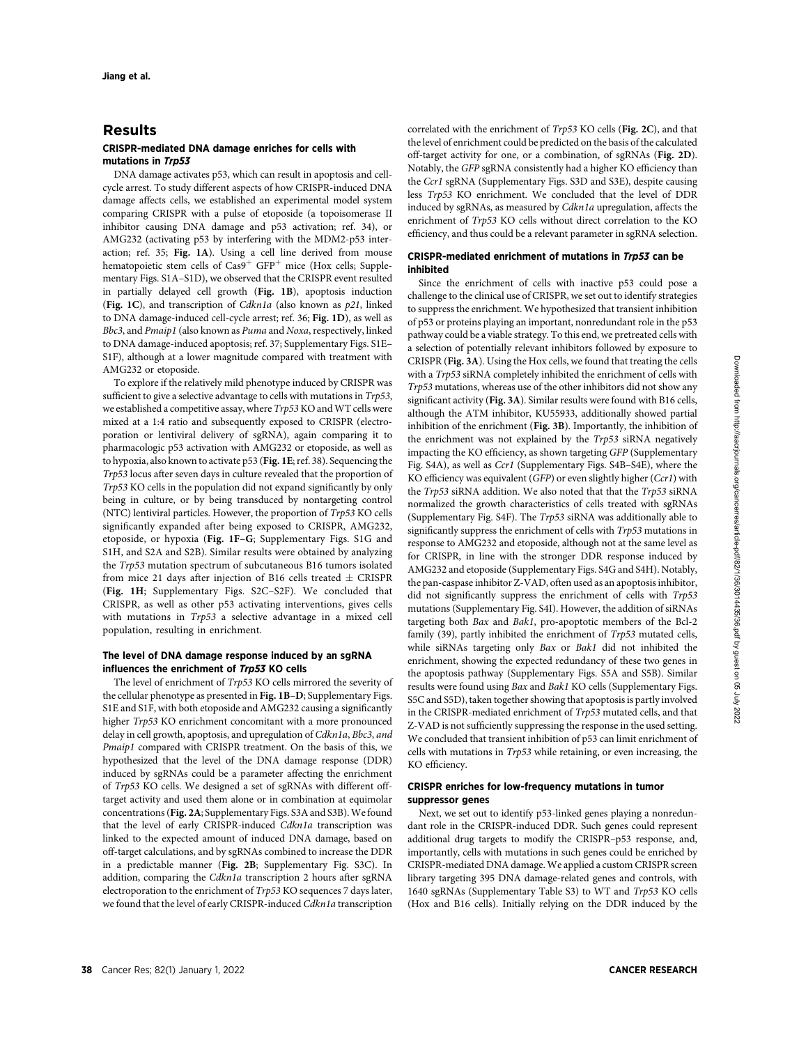## Results

### CRISPR-mediated DNA damage enriches for cells with mutations in *Trp53*

DNA damage activates p53, which can result in apoptosis and cell-cycle arrest. To study different aspects of how CRISPR-induced DNA damage affects cells, we established an experimental model system comparing CRISPR with a pulse of etoposide (a topoisomerase II inhibitor causing DNA damage and p53 activation; ref. 34), or AMG232 (activating p53 by interfering with the MDM2-p53 interaction; ref. 35; **Fig. 1A**). Using a cell line derived from mouse hematopoietic stem cells of Cas9$^{+}$ GFP$^{+}$ mice (Hox cells; Supplementary Figs. S1A–S1D), we observed that the CRISPR event resulted in partially delayed cell growth (**Fig. 1B**), apoptosis induction (**Fig. 1C**), and transcription of *Cdkn1a* (also known as *p21*, linked to DNA damage-induced cell-cycle arrest; ref. 36; **Fig. 1D**), as well as *Bbc3*, and *Pmaip1* (also known as *Puma* and *Noxa*, respectively, linked to DNA damage-induced apoptosis; ref. 37; Supplementary Figs. S1E–S1F), although at a lower magnitude compared with treatment with AMG232 or etoposide.

To explore if the relatively mild phenotype induced by CRISPR was sufficient to give a selective advantage to cells with mutations in *Trp53*, we established a competitive assay, where *Trp53* KO and WT cells were mixed at a 1:4 ratio and subsequently exposed to CRISPR (electroporation or lentiviral delivery of sgRNA), again comparing it to pharmacologic p53 activation with AMG232 or etoposide, as well as to hypoxia, also known to activate p53 (**Fig. 1E**; ref. 38). Sequencing the *Trp53* locus after seven days in culture revealed that the proportion of *Trp53* KO cells in the population did not expand significantly by only being in culture, or by being transduced by nontargeting control (NTC) lentiviral particles. However, the proportion of *Trp53* KO cells significantly expanded after being exposed to CRISPR, AMG232, etoposide, or hypoxia (**Fig. 1F–G**; Supplementary Figs. S1G and S1H, and S2A and S2B). Similar results were obtained by analyzing the *Trp53* mutation spectrum of subcutaneous B16 tumors isolated from mice 21 days after injection of B16 cells treated ± CRISPR (**Fig. 1H**; Supplementary Figs. S2C–S2F). We concluded that CRISPR, as well as other p53 activating interventions, gives cells with mutations in *Trp53* a selective advantage in a mixed cell population, resulting in enrichment.

### The level of DNA damage response induced by an sgRNA influences the enrichment of *Trp53* KO cells

The level of enrichment of *Trp53* KO cells mirrored the severity of the cellular phenotype as presented in **Fig. 1B–D**; Supplementary Figs. S1E and S1F, with both etoposide and AMG232 causing a significantly higher *Trp53* KO enrichment concomitant with a more pronounced delay in cell growth, apoptosis, and upregulation of *Cdkn1a*, *Bbc3*, *and Pmaip1* compared with CRISPR treatment. On the basis of this, we hypothesized that the level of the DNA damage response (DDR) induced by sgRNAs could be a parameter affecting the enrichment of *Trp53* KO cells. We designed a set of sgRNAs with different off-target activity and used them alone or in combination at equimolar concentrations (**Fig. 2A**; Supplementary Figs. S3A and S3B). We found that the level of early CRISPR-induced *Cdkn1a* transcription was linked to the expected amount of induced DNA damage, based on off-target calculations, and by sgRNAs combined to increase the DDR in a predictable manner (**Fig. 2B**; Supplementary Fig. S3C). In addition, comparing the *Cdkn1a* transcription 2 hours after sgRNA electroporation to the enrichment of *Trp53* KO sequences 7 days later, we found that the level of early CRISPR-induced *Cdkn1a* transcription correlated with the enrichment of *Trp53* KO cells (**Fig. 2C**), and that the level of enrichment could be predicted on the basis of the calculated off-target activity for one, or a combination, of sgRNAs (**Fig. 2D**). Notably, the *GFP* sgRNA consistently had a higher KO efficiency than the *Ccr1* sgRNA (Supplementary Figs. S3D and S3E), despite causing less *Trp53* KO enrichment. We concluded that the level of DDR induced by sgRNAs, as measured by *Cdkn1a* upregulation, affects the enrichment of *Trp53* KO cells without direct correlation to the KO efficiency, and thus could be a relevant parameter in sgRNA selection.

### CRISPR-mediated enrichment of mutations in *Trp53* can be inhibited

Since the enrichment of cells with inactive p53 could pose a challenge to the clinical use of CRISPR, we set out to identify strategies to suppress the enrichment. We hypothesized that transient inhibition of p53 or proteins playing an important, nonredundant role in the p53 pathway could be a viable strategy. To this end, we pretreated cells with a selection of potentially relevant inhibitors followed by exposure to CRISPR (**Fig. 3A**). Using the Hox cells, we found that treating the cells with a *Trp53* siRNA completely inhibited the enrichment of cells with *Trp53* mutations, whereas use of the other inhibitors did not show any significant activity (**Fig. 3A**). Similar results were found with B16 cells, although the ATM inhibitor, KU55933, additionally showed partial inhibition of the enrichment (**Fig. 3B**). Importantly, the inhibition of the enrichment was not explained by the *Trp53* siRNA negatively impacting the KO efficiency, as shown targeting *GFP* (Supplementary Fig. S4A), as well as *Ccr1* (Supplementary Figs. S4B–S4E), where the KO efficiency was equivalent (*GFP*) or even slightly higher (*Ccr1*) with the *Trp53* siRNA addition. We also noted that that the *Trp53* siRNA normalized the growth characteristics of cells treated with sgRNAs (Supplementary Fig. S4F). The *Trp53* siRNA was additionally able to suppress the enrichment of cells with *Trp53* mutations in response to AMG232 and etoposide, although not at the same level as for CRISPR, in line with the stronger DDR response induced by AMG232 and etoposide (Supplementary Figs. S4G and S4H). Notably, the pan-caspase inhibitor Z-VAD, often used as an apoptosis inhibitor, did not significantly suppress the enrichment of cells with *Trp53* mutations (Supplementary Fig. S4I). However, the addition of siRNAs targeting both *Bax* and *Bak1*, pro-apoptotic members of the Bcl-2 family (39), partly inhibited the enrichment of *Trp53* mutated cells, while siRNAs targeting only *Bax* or *Bak1* did not inhibited the enrichment, showing the expected redundancy of these two genes in the apoptosis pathway (Supplementary Figs. S5A and S5B). Similar results were found using *Bax* and *Bak1* KO cells (Supplementary Figs. S5C and S5D), taken together showing that apoptosis is partly involved in the CRISPR-mediated enrichment of *Trp53* mutated cells, and that Z-VAD is not sufficiently suppressing the response in the used setting. We concluded that transient inhibition of p53 can limit enrichment of cells with mutations in *Trp53* while retaining, or even increasing, the KO efficiency.

### CRISPR enriches for low-frequency mutations in tumor suppressor genes

Next, we set out to identify p53-linked genes playing a nonredundant role in the CRISPR-induced DDR. Such genes could represent additional drug targets to modify the CRISPR–p53 response, and, importantly, cells with mutations in such genes could be enriched by CRISPR-mediated DNA damage. We applied a custom CRISPR screen library targeting 395 DNA damage-related genes and controls, with 1640 sgRNAs (Supplementary Table S3) to WT and *Trp53* KO cells (Hox and B16 cells). Initially relying on the DDR induced by the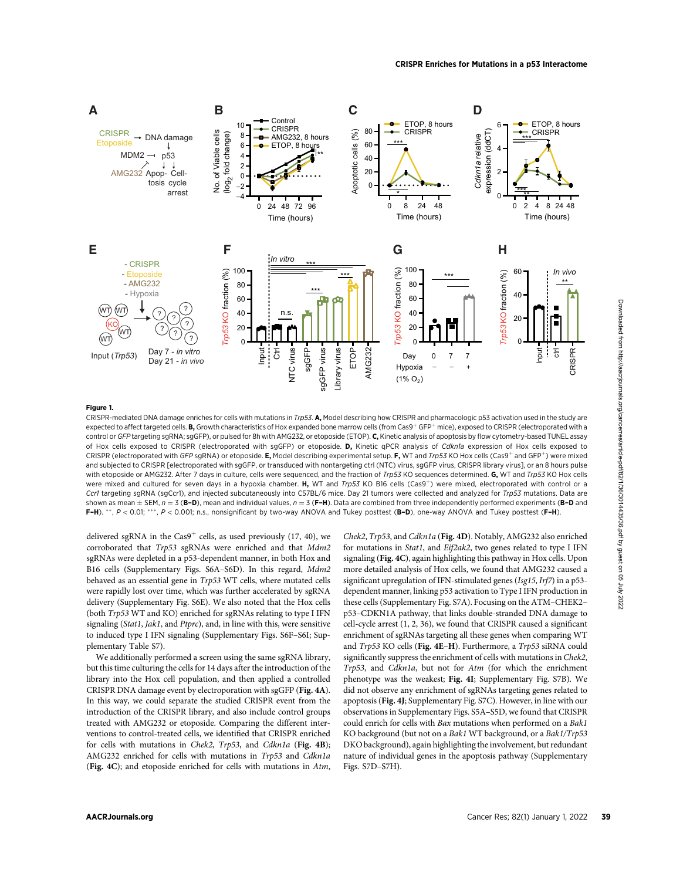**Figure 1.**

CRISPR-mediated DNA damage enriches for cells with mutations in *Trp53*. **A,** Model describing how CRISPR and pharmacologic p53 activation used in the study are expected to affect targeted cells. **B,** Growth characteristics of Hox expanded bone marrow cells (from Cas9$^+$ GFP$^+$ mice), exposed to CRISPR (electroporated with a control or *GFP* targeting sgRNA; sgGFP), or pulsed for 8h with AMG232, or etoposide (ETOP). **C,** Kinetic analysis of apoptosis by flow cytometry-based TUNEL assay of Hox cells exposed to CRISPR (electroporated with sgGFP) or etoposide. **D,** Kinetic qPCR analysis of *Cdkn1a* expression of Hox cells exposed to CRISPR (electroporated with *GFP* sgRNA) or etoposide. **E,** Model describing experimental setup. **F,** WT and *Trp53* KO Hox cells (Cas9$^+$ and GFP$^+$) were mixed and subjected to CRISPR [electroporated with sgGFP, or transduced with nontargeting ctrl (NTC) virus, sgGFP virus, CRISPR library virus], or an 8 hours pulse with etoposide or AMG232. After 7 days in culture, cells were sequenced, and the fraction of *Trp53* KO sequences determined. **G,** WT and *Trp53* KO Hox cells were mixed and cultured for seven days in a hypoxia chamber. **H,** WT and *Trp53* KO B16 cells (Cas9$^+$) were mixed, electroporated with control or a *Ccr1* targeting sgRNA (sgCcr1), and injected subcutaneously into C57BL/6 mice. Day 21 tumors were collected and analyzed for *Trp53* mutations. Data are shown as mean ± SEM, $n = 3$ (**B–D**), mean and individual values, $n = 3$ (**F–H**). Data are combined from three independently performed experiments (**B–D** and **F–H**). **, $P < 0.01$; ***, $P < 0.001$; n.s., nonsignificant by two-way ANOVA and Tukey posttest (**B–D**), one-way ANOVA and Tukey posttest (**F–H**).

delivered sgRNA in the Cas9$^+$ cells, as used previously (17, 40), we corroborated that *Trp53* sgRNAs were enriched and that *Mdm2* sgRNAs were depleted in a p53-dependent manner, in both Hox and B16 cells (Supplementary Figs. S6A–S6D). In this regard, *Mdm2* behaved as an essential gene in *Trp53* WT cells, where mutated cells were rapidly lost over time, which was further accelerated by sgRNA delivery (Supplementary Fig. S6E). We also noted that the Hox cells (both *Trp53* WT and KO) enriched for sgRNAs relating to type I IFN signaling (*Stat1*, *Jak1*, and *Ptprc*) and, in line with this, were sensitive to induced type I IFN signaling (Supplementary Figs. S6F–S6I; Supplementary Table S7).

We additionally performed a screen using the same sgRNA library, but this time culturing the cells for 14 days after the introduction of the library into the Hox cell population, and then applied a controlled CRISPR DNA damage event by electroporation with sgGFP (**Fig. 4A**). In this way, we could separate the studied CRISPR event from the introduction of the CRISPR library, and also include control groups treated with AMG232 or etoposide. Comparing the different interventions to control-treated cells, we identified that CRISPR enriched for cells with mutations in *Chek2*, *Trp53*, and *Cdkn1a* (**Fig. 4B**); AMG232 enriched for cells with mutations in *Trp53* and *Cdkn1a* (**Fig. 4C**); and etoposide enriched for cells with mutations in *Atm*, *Chek2*, *Trp53*, and *Cdkn1a* (**Fig. 4D**). Notably, AMG232 also enriched for mutations in *Stat1*, and *Eif2ak2*, two genes related to type I IFN signaling (**Fig. 4C**), again highlighting this pathway in Hox cells. Upon more detailed analysis of Hox cells, we found that AMG232 caused a significant upregulation of IFN-stimulated genes (*Isg15*, *Irf7*) in a p53-dependent manner, linking p53 activation to Type I IFN production in these cells (Supplementary Fig. S7A). Focusing on the ATM–CHEK2–p53–CDKN1A pathway, that links double-stranded DNA damage to cell-cycle arrest (1, 2, 36), we found that CRISPR caused a significant enrichment of sgRNAs targeting all these genes when comparing WT and *Trp53* KO cells (**Fig. 4E–H**). Furthermore, a *Trp53* siRNA could significantly suppress the enrichment of cells with mutations in *Chek2*, *Trp53*, and *Cdkn1a*, but not for *Atm* (for which the enrichment phenotype was the weakest; **Fig. 4I**; Supplementary Fig. S7B). We did not observe any enrichment of sgRNAs targeting genes related to apoptosis (**Fig. 4J**; Supplementary Fig. S7C). However, in line with our observations in Supplementary Figs. S5A–S5D, we found that CRISPR could enrich for cells with *Bax* mutations when performed on a *Bak1* KO background (but not on a *Bak1* WT background, or a *Bak1/Trp53* DKO background), again highlighting the involvement, but redundant nature of individual genes in the apoptosis pathway (Supplementary Figs. S7D–S7H).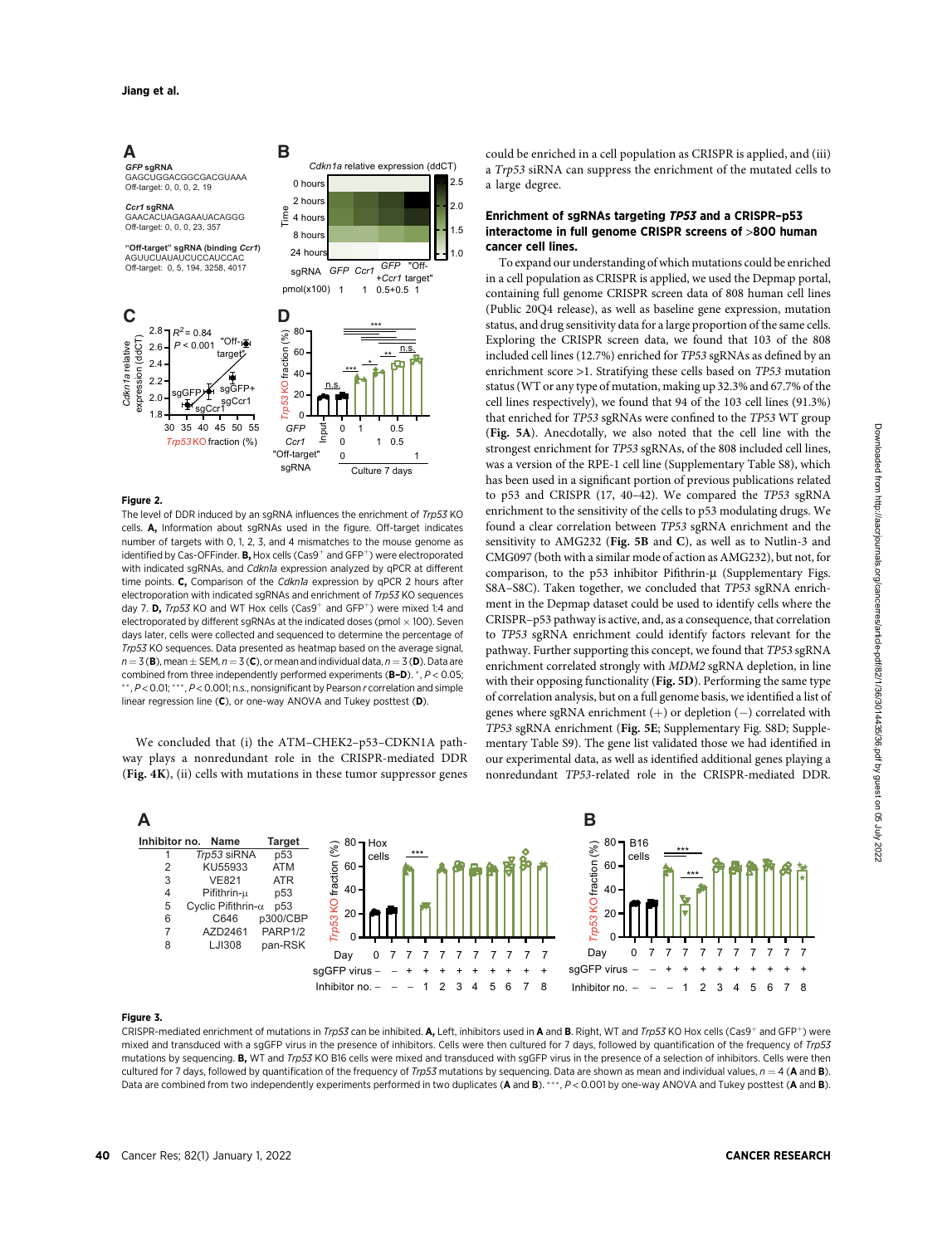**Figure 2.**

The level of DDR induced by an sgRNA influences the enrichment of *Trp53* KO cells. **A,** Information about sgRNAs used in the figure. Off-target indicates number of targets with 0, 1, 2, 3, and 4 mismatches to the mouse genome as identified by Cas-OFFinder. **B,** Hox cells (Cas9$^+$ and GFP$^+$) were electroporated with indicated sgRNAs, and *Cdkn1a* expression analyzed by qPCR at different time points. **C,** Comparison of the *Cdkn1a* expression by qPCR 2 hours after electroporation with indicated sgRNAs and enrichment of *Trp53* sequences day 7. **D,** *Trp53* KO and WT Hox cells (Cas9$^+$ and GFP$^+$) were mixed 1:4 and electroporated by different sgRNAs at the indicated doses (pmol × 100). Seven days later, cells were collected and sequenced to determine the percentage of *Trp53* KO sequences. Data presented as heatmap based on the average signal, $n = 3$ (**B**), mean ± SEM, $n = 3$ (**C**), or mean and individual data, $n = 3$ (**D**). Data are combined from three independently performed experiments (**B–D**). *, $P < 0.05$; **, $P < 0.01$; ***, $P < 0.001$; n.s., nonsignificant by Pearson *r* correlation and simple linear regression line (**C**), or one-way ANOVA and Tukey posttest (**D**).

We concluded that (i) the ATM–CHEK2–p53–CDKN1A pathway plays a nonredundant role in the CRISPR-mediated DDR (**Fig. 4K**), (ii) cells with mutations in these tumor suppressor genes could be enriched in a cell population as CRISPR is applied, and (iii) a *Trp53* siRNA can suppress the enrichment of the mutated cells to a large degree.

### Enrichment of sgRNAs targeting *TP53* and a CRISPR–p53 interactome in full genome CRISPR screens of >800 human cancer cell lines.

To expand our understanding of which mutations could be enriched in a cell population as CRISPR is applied, we used the Depmap portal, containing full genome CRISPR screen data of 808 human cell lines (Public 20Q4 release), as well as baseline gene expression, mutation status, and drug sensitivity data for a large proportion of the same cells. Exploring the CRISPR screen data, we found that 103 of the 808 included cell lines (12.7%) enriched for *TP53* sgRNAs as defined by an enrichment score >1. Stratifying these cells based on *TP53* mutation status (WT or any type of mutation, making up 32.3% and 67.7% of the cell lines respectively), we found that 94 of the 103 cell lines (91.3%) that enriched for *TP53* sgRNAs were confined to the *TP53* WT group (**Fig. 5A**). Anecdotally, we also noted that the cell line with the strongest enrichment for *TP53* sgRNAs, of the 808 included cell lines, was a version of the RPE-1 cell line (Supplementary Table S8), which has been used in a significant portion of previous publications related to p53 and CRISPR (17, 40–42). We compared the *TP53* sgRNA enrichment to the sensitivity of the cells to p53 modulating drugs. We found a clear correlation between *TP53* sgRNA enrichment and the sensitivity to AMG232 (**Fig. 5B** and **C**), as well as to Nutlin-3 and CMG097 (both with a similar mode of action as AMG232), but not, for comparison, to the p53 inhibitor Pifithrin-μ (Supplementary Figs. S8A–S8C). Taken together, we concluded that *TP53* sgRNA enrichment in the Depmap dataset could be used to identify cells where the CRISPR–p53 pathway is active, and, as a consequence, that correlation to *TP53* sgRNA enrichment could identify factors relevant for the pathway. Further supporting this concept, we found that *TP53* sgRNA enrichment correlated strongly with *MDM2* sgRNA depletion, in line with their opposing functionality (**Fig. 5D**). Performing the same type of correlation analysis, but on a full genome basis, we identified a list of genes where sgRNA enrichment (+) or depletion (−) correlated with *TP53* sgRNA enrichment (**Fig. 5E**; Supplementary Fig. S8D; Supplementary Table S9). The gene list validated those we had identified in our experimental data, as well as identified additional genes playing a nonredundant *TP53*-related role in the CRISPR-mediated DDR.

**Figure 3.**

CRISPR-mediated enrichment of mutations in *Trp53* can be inhibited. **A,** Left, inhibitors used in **A** and **B**. Right, WT and *Trp53* KO Hox cells (Cas9$^+$ and GFP$^+$) were mixed and transduced with a sgGFP virus in the presence of inhibitors. Cells were then cultured for 7 days, followed by quantification of the frequency of *Trp53* mutations by sequencing. **B,** WT and *Trp53* KO B16 cells were mixed and transduced with sgGFP virus in the presence of a selection of inhibitors. Cells were then cultured for 7 days, followed by quantification of the frequency of *Trp53* mutations by sequencing. Data are shown as mean and individual values, $n = 4$ (**A** and **B**). Data are combined from two independently experiments performed in two duplicates (**A** and **B**). ***, $P < 0.001$ by one-way ANOVA and Tukey posttest (**A** and **B**).

| Inhibitor no. | Name | Target |
|---|---|---|
| 1 | *Trp53* siRNA | p53 |
| 2 | KU55933 | ATM |
| 3 | VE821 | ATR |
| 4 | Pifithrin-μ | p53 |
| 5 | Cyclic Pifithrin-α | p53 |
| 6 | C646 | p300/CBP |
| 7 | AZD2461 | PARP1/2 |
| 8 | LJI308 | pan-RSK |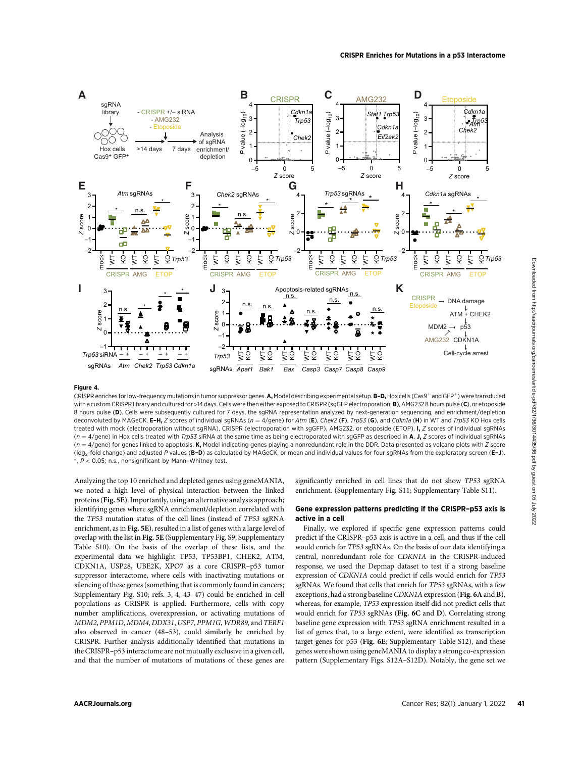**Figure 4.**

CRISPR enriches for low-frequency mutations in tumor suppressor genes. **A,** Model describing experimental setup. **B–D,** Hox cells (Cas9$^+$ and GFP$^+$) were transduced with a custom CRISPR library and cultured for >14 days. Cells were then either exposed to CRISPR (sgGFP electroporation; **B**), AMG232 8 hours pulse (**C**), or etoposide 8 hours pulse (**D**). Cells were subsequently cultured for 7 days, the sgRNA representation analyzed by next-generation sequencing, and enrichment/depletion deconvoluted by MAGeCK. **E–H,** *Z* scores of individual sgRNAs ($n = 4$/gene) for *Atm* (**E**), *Chek2* (**F**), *Trp53* (**G**), and *Cdkn1a* (**H**) in WT and *Trp53* KO Hox cells treated with mock (electroporation without sgRNA), CRISPR (electroporation with sgGFP), AMG232, or etoposide (ETOP). **I,** *Z* scores of individual sgRNAs ($n = 4$/gene) in Hox cells treated with *Trp53* siRNA at the same time as being electroporated with sgGFP as described in **A**. **J,** *Z* scores of individual sgRNAs ($n = 4$/gene) for genes linked to apoptosis. **K,** Model indicating genes playing a nonredundant role in the DDR. Data presented as volcano plots with *Z* score ($\log_2$-fold change) and adjusted *P* values (**B–D**) as calculated by MAGeCK, or mean and individual values for four sgRNAs from the exploratory screen (**E–J**). *, $P < 0.05$; n.s., nonsignificant by Mann–Whitney test.

Analyzing the top 10 enriched and depleted genes using geneMANIA, we noted a high level of physical interaction between the linked proteins (**Fig. 5E**). Importantly, using an alternative analysis approach; identifying genes where sgRNA enrichment/depletion correlated with the *TP53* mutation status of the cell lines (instead of *TP53* sgRNA enrichment, as in **Fig. 5E**), resulted in a list of genes with a large level of overlap with the list in **Fig. 5E** (Supplementary Fig. S9; Supplementary Table S10). On the basis of the overlap of these lists, and the experimental data we highlight TP53, TP53BP1, CHEK2, ATM, CDKN1A, USP28, UBE2K, XPO7 as a core CRISPR–p53 tumor suppressor interactome, where cells with inactivating mutations or silencing of these genes (something that is commonly found in cancers; Supplementary Fig. S10; refs. 3, 4, 43–47) could be enriched in cell populations as CRISPR is applied. Furthermore, cells with copy number amplifications, overexpression, or activating mutations of *MDM2*, *PPM1D*, *MDM4*, *DDX31*, *USP7*, *PPM1G*, *WDR89*, and *TERF1* also observed in cancer (48–53), could similarly be enriched by CRISPR. Further analysis additionally identified that mutations in the CRISPR–p53 interactome are not mutually exclusive in a given cell, and that the number of mutations of mutations of these genes are significantly enriched in cell lines that do not show *TP53* sgRNA enrichment. (Supplementary Fig. S11; Supplementary Table S11).

## Gene expression patterns predicting if the CRISPR–p53 axis is active in a cell

Finally, we explored if specific gene expression patterns could predict if the CRISPR–p53 axis is active in a cell, and thus if the cell would enrich for *TP53* sgRNAs. On the basis of our data identifying a central, nonredundant role for *CDKN1A* in the CRISPR-induced response, we used the Depmap dataset to test if a strong baseline expression of *CDKN1A* could predict if cells would enrich for *TP53* sgRNAs. We found that cells that enrich for *TP53* sgRNAs, with a few exceptions, had a strong baseline *CDKN1A* expression (**Fig. 6A** and **B**), whereas, for example, *TP53* expression itself did not predict cells that would enrich for *TP53* sgRNAs (**Fig. 6C** and **D**). Correlating strong baseline gene expression with *TP53* sgRNA enrichment resulted in a list of genes that, to a large extent, were identified as transcription target genes for p53 (**Fig. 6E**; Supplementary Table S12), and these genes were shown using geneMANIA to display a strong co-expression pattern (Supplementary Figs. S12A–S12D). Notably, the gene set we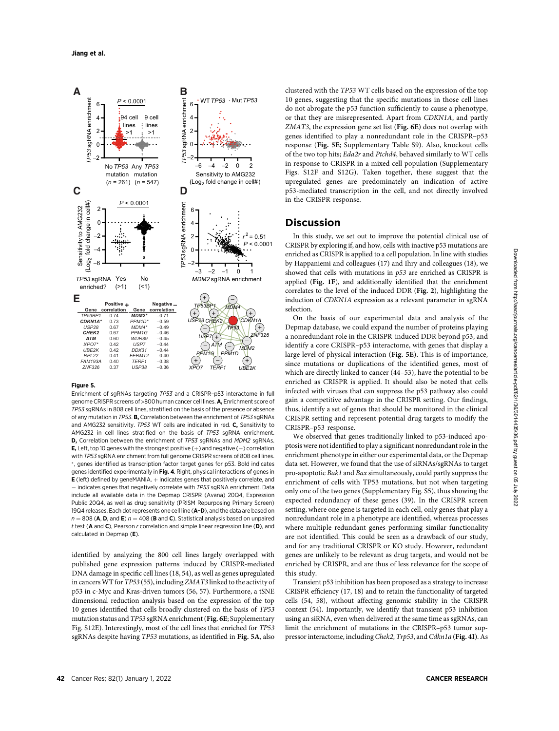**Figure 5.**

Enrichment of sgRNAs targeting *TP53* and a CRISPR–p53 interactome in full genome CRISPR screens of >800 human cancer cell lines. **A,** Enrichment score of *TP53* sgRNAs in 808 cell lines, stratified on the basis of the presence or absence of any mutation in *TP53*. **B,** Correlation between the enrichment of *TP53* sgRNAs and AMG232 sensitivity. *TP53* WT cells are indicated in red. **C,** Sensitivity to AMG232 in cell lines stratified on the basis of *TP53* sgRNA enrichment. **D,** Correlation between the enrichment of *TP53* sgRNAs and *MDM2* sgRNAs. **E,** Left, top 10 genes with the strongest positive (+) and negative (−) correlation with *TP53* sgRNA enrichment from full genome CRISPR screens of 808 cell lines. *, genes identified as transcription factor target genes for p53. Bold indicates genes identified experimentally in **Fig. 4**. Right, physical interactions of genes in **E** (left) defined by geneMANIA. + indicates genes that positively correlate, and − indicates genes that negatively correlate with *TP53* sgRNA enrichment. Data include all available data in the Depmap CRISPR (Avana) 20Q4, Expression Public 20Q4, as well as drug sensitivity (PRISM Repurposing Primary Screen) 19Q4 releases. Each dot represents one cell line (**A–D**), and the data are based on $n = 808$ (**A**, **D**, and **E**) $n = 408$ (**B** and **C**). Statistical analysis based on unpaired *t* test (**A** and **C**), Pearson *r* correlation and simple linear regression line (**D**), and calculated in Depmap (**E**).

identified by analyzing the 800 cell lines largely overlapped with published gene expression patterns induced by CRISPR-mediated DNA damage in specific cell lines (18, 54), as well as genes upregulated in cancers WT for *TP53* (55), including *ZMAT3* linked to the activity of p53 in c-Myc and Kras-driven tumors (56, 57). Furthermore, a tSNE dimensional reduction analysis based on the expression of the top 10 genes identified that cells broadly clustered on the basis of *TP53* mutation status and *TP53* sgRNA enrichment (**Fig. 6E**; Supplementary Fig. S12E). Interestingly, most of the cell lines that enriched for *TP53* sgRNAs despite having *TP53* mutations, as identified in **Fig. 5A**, also clustered with the *TP53* WT cells based on the expression of the top 10 genes, suggesting that the specific mutations in those cell lines do not abrogate the p53 function sufficiently to cause a phenotype, or that they are misrepresented. Apart from *CDKN1A*, and partly *ZMAT3*, the expression gene set list (**Fig. 6E**) does not overlap with genes identified to play a nonredundant role in the CRISPR–p53 response (**Fig. 5E**; Supplementary Table S9). Also, knockout cells of the two top hits; *Eda2r* and *Ptchd4*, behaved similarly to WT cells in response to CRISPR in a mixed cell population (Supplementary Figs. S12F and S12G). Taken together, these suggest that the upregulated genes are predominately an indication of active p53-mediated transcription in the cell, and not directly involved in the CRISPR response.

## Discussion

In this study, we set out to improve the potential clinical use of CRISPR by exploring if, and how, cells with inactive p53 mutations are enriched as CRISPR is applied to a cell population. In line with studies by Happaniemi and colleagues (17) and Ihry and colleagues (18), we showed that cells with mutations in *p53* are enriched as CRISPR is applied (**Fig. 1F**), and additionally identified that the enrichment correlates to the level of the induced DDR (**Fig. 2**), highlighting the induction of *CDKN1A* expression as a relevant parameter in sgRNA selection.

On the basis of our experimental data and analysis of the Depmap database, we could expand the number of proteins playing a nonredundant role in the CRISPR-induced DDR beyond p53, and identify a core CRISPR–p53 interactome, with genes that display a large level of physical interaction (**Fig. 5E**). This is of importance, since mutations or duplications of the identified genes, most of which are directly linked to cancer (44–53), have the potential to be enriched as CRISPR is applied. It should also be noted that cells infected with viruses that can suppress the p53 pathway also could gain a competitive advantage in the CRISPR setting. Our findings, thus, identify a set of genes that should be monitored in the clinical CRISPR setting and represent potential drug targets to modify the CRISPR–p53 response.

We observed that genes traditionally linked to p53-induced apoptosis were not identified to play a significant nonredundant role in the enrichment phenotype in either our experimental data, or the Depmap data set. However, we found that the use of siRNAs/sgRNAs to target pro-apoptotic *Bak1* and *Bax* simultaneously, could partly suppress the enrichment of cells with TP53 mutations, but not when targeting only one of the two genes (Supplementary Fig. S5), thus showing the expected redundancy of these genes (39). In the CRISPR screen setting, where one gene is targeted in each cell, only genes that play a nonredundant role in a phenotype are identified, whereas processes where multiple redundant genes performing similar functionality are not identified. This could be seen as a drawback of our study, and for any traditional CRISPR or KO study. However, redundant genes are unlikely to be relevant as drug targets, and would not be enriched by CRISPR, and are thus of less relevance for the scope of this study.

Transient p53 inhibition has been proposed as a strategy to increase CRISPR efficiency (17, 18) and to retain the functionality of targeted cells (54, 58), without affecting genomic stability in the CRISPR context (54). Importantly, we identify that transient p53 inhibition using an siRNA, even when delivered at the same time as sgRNAs, can limit the enrichment of mutations in the CRISPR–p53 tumor suppressor interactome, including *Chek2*, *Trp53*, and *Cdkn1a* (**Fig. 4I**). As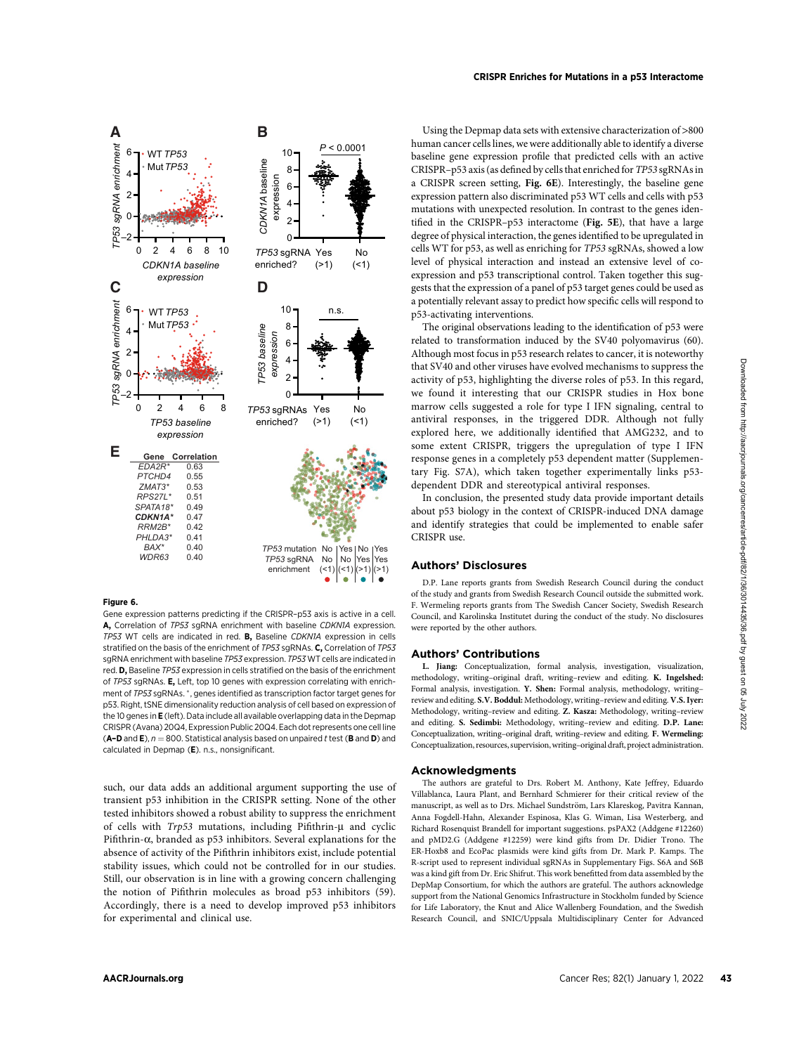**Figure 6.**

Gene expression patterns predicting if the CRISPR–p53 axis is active in a cell. **A,** Correlation of *TP53* sgRNA enrichment with baseline *CDKN1A* expression. *TP53* WT cells are indicated in red. **B,** Baseline *CDKN1A* expression in cells stratified on the basis of the enrichment of *TP53* sgRNAs. **C,** Correlation of *TP53* sgRNA enrichment with baseline *TP53* expression. *TP53* WT cells are indicated in red. **D,** Baseline *TP53* expression in cells stratified on the basis of the enrichment of *TP53* sgRNAs. **E,** Left, top 10 genes with expression correlating with enrichment of *TP53* sgRNAs. *, genes identified as transcription factor target genes for p53. Right, tSNE dimensionality reduction analysis of cell based on expression of the 10 genes in **E** (left). Data include all available overlapping data in the Depmap CRISPR (Avana) 20Q4, Expression Public 20Q4. Each dot represents one cell line (**A–D** and **E**), $n = 800$. Statistical analysis based on unpaired $t$ test (**B** and **D**) and calculated in Depmap (**E**). n.s., nonsignificant.

such, our data adds an additional argument supporting the use of transient p53 inhibition in the CRISPR setting. None of the other tested inhibitors showed a robust ability to suppress the enrichment of cells with *Trp53* mutations, including Pifithrin-μ and cyclic Pifithrin-α, branded as p53 inhibitors. Several explanations for the absence of activity of the Pifithrin inhibitors exist, including potential stability issues, which could not be controlled for in our studies. Still, our observation is in line with a growing concern challenging the notion of Pifithrin molecules as broad p53 inhibitors (59). Accordingly, there is a need to develop improved p53 inhibitors for experimental and clinical use.

Using the Depmap data sets with extensive characterization of >800 human cancer cells lines, we were additionally able to identify a diverse baseline gene expression profile that predicted cells with an active CRISPR–p53 axis (as defined by cells that enriched for *TP53* sgRNAs in a CRISPR screen setting, **Fig. 6E**). Interestingly, the baseline gene expression pattern also discriminated p53 WT cells and cells with p53 mutations with unexpected resolution. In contrast to the genes identified in the CRISPR–p53 interactome (**Fig. 5E**), that have a large degree of physical interaction, the genes identified to be upregulated in cells WT for p53, as well as enriching for *TP53* sgRNAs, showed a low level of physical interaction and instead an extensive level of co-expression and p53 transcriptional control. Taken together this suggests that the expression of a panel of p53 target genes could be used as a potentially relevant assay to predict how specific cells will respond to p53-activating interventions.

The original observations leading to the identification of p53 were related to transformation induced by the SV40 polyomavirus (60). Although most focus in p53 research relates to cancer, it is noteworthy that SV40 and other viruses have evolved mechanisms to suppress the activity of p53, highlighting the diverse roles of p53. In this regard, we found it interesting that our CRISPR studies in Hox bone marrow cells suggested a role for type I IFN signaling, central to antiviral responses, in the triggered DDR. Although not fully explored here, we additionally identified that AMG232, and to some extent CRISPR, triggers the upregulation of type I IFN response genes in a completely p53 dependent matter (Supplementary Fig. S7A), which taken together experimentally links p53-dependent DDR and stereotypical antiviral responses.

In conclusion, the presented study data provide important details about p53 biology in the context of CRISPR-induced DNA damage and identify strategies that could be implemented to enable safer CRISPR use.

## Authors' Disclosures

D.P. Lane reports grants from Swedish Research Council during the conduct of the study and grants from Swedish Research Council outside the submitted work. F. Wermeling reports grants from The Swedish Cancer Society, Swedish Research Council, and Karolinska Institutet during the conduct of the study. No disclosures were reported by the other authors.

## Authors' Contributions

**L. Jiang:** Conceptualization, formal analysis, investigation, visualization, methodology, writing–original draft, writing–review and editing. **K. Ingelshed:** Formal analysis, investigation. **Y. Shen:** Formal analysis, methodology, writing–review and editing. **S.V. Boddul:** Methodology, writing–review and editing. **V.S. Iyer:** Methodology, writing–review and editing. **Z. Kasza:** Methodology, writing–review and editing. **S. Sedimbi:** Methodology, writing–review and editing. **D.P. Lane:** Conceptualization, writing–original draft, writing–review and editing. **F. Wermeling:** Conceptualization, resources, supervision, writing–original draft, project administration.

## Acknowledgments

The authors are grateful to Drs. Robert M. Anthony, Kate Jeffrey, Eduardo Villablanca, Laura Plant, and Bernhard Schmierer for their critical review of the manuscript, as well as to Drs. Michael Sundström, Lars Klareskog, Pavitra Kannan, Anna Fogdell-Hahn, Alexander Espinosa, Klas G. Wiman, Lisa Westerberg, and Richard Rosenquist Brandell for important suggestions. psPAX2 (Addgene #12260) and pMD2.G (Addgene #12259) were kind gifts from Dr. Didier Trono. The ER-Hoxb8 and EcoPac plasmids were kind gifts from Dr. Mark P. Kamps. The R-script used to represent individual sgRNAs in Supplementary Figs. S6A and S6B was a kind gift from Dr. Eric Shifrut. This work benefitted from data assembled by the DepMap Consortium, for which the authors are grateful. The authors acknowledge support from the National Genomics Infrastructure in Stockholm funded by Science for Life Laboratory, the Knut and Alice Wallenberg Foundation, and the Swedish Research Council, and SNIC/Uppsala Multidisciplinary Center for Advanced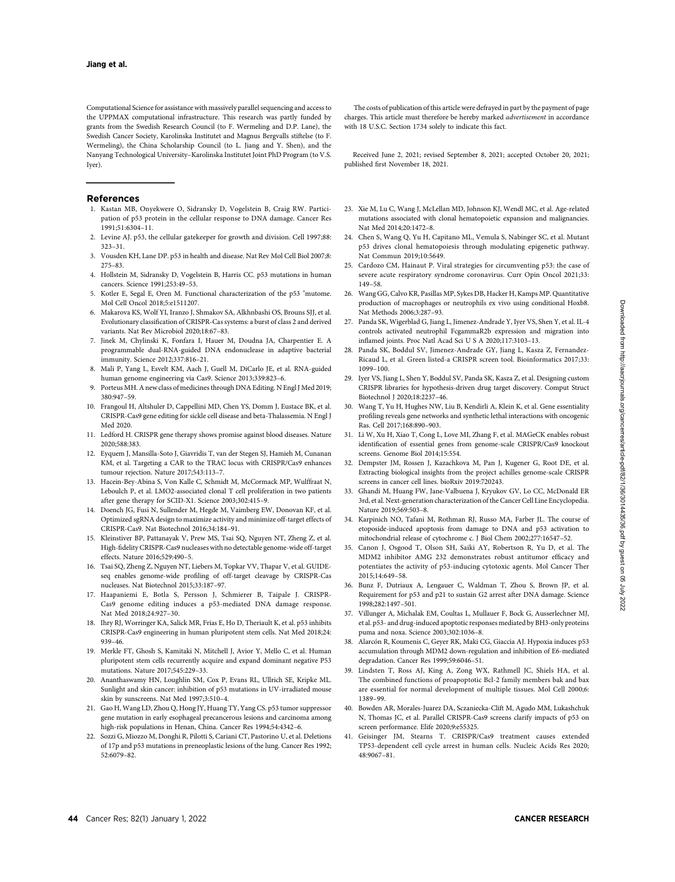Computational Science for assistance with massively parallel sequencing and access to the UPPMAX computational infrastructure. This research was partly funded by grants from the Swedish Research Council (to F. Wermeling and D.P. Lane), the Swedish Cancer Society, Karolinska Institutet and Magnus Bergvalls stiftelse (to F. Wermeling), the China Scholarship Council (to L. Jiang and Y. Shen), and the Nanyang Technological University–Karolinska Institutet Joint PhD Program (to V.S. Iyer).

The costs of publication of this article were defrayed in part by the payment of page charges. This article must therefore be hereby marked *advertisement* in accordance with 18 U.S.C. Section 1734 solely to indicate this fact.

Received June 2, 2021; revised September 8, 2021; accepted October 20, 2021; published first November 18, 2021.

## References

1. Kastan MB, Onyekwere O, Sidransky D, Vogelstein B, Craig RW. Participation of p53 protein in the cellular response to DNA damage. Cancer Res 1991;51:6304–11.
2. Levine AJ. p53, the cellular gatekeeper for growth and division. Cell 1997;88: 323–31.
3. Vousden KH, Lane DP. p53 in health and disease. Nat Rev Mol Cell Biol 2007;8: 275–83.
4. Hollstein M, Sidransky D, Vogelstein B, Harris CC. p53 mutations in human cancers. Science 1991;253:49–53.
5. Kotler E, Segal E, Oren M. Functional characterization of the p53 "mutome. Mol Cell Oncol 2018;5:e1511207.
6. Makarova KS, Wolf YI, Iranzo J, Shmakov SA, Alkhnbashi OS, Brouns SJJ, et al. Evolutionary classification of CRISPR-Cas systems: a burst of class 2 and derived variants. Nat Rev Microbiol 2020;18:67–83.
7. Jinek M, Chylinski K, Fonfara I, Hauer M, Doudna JA, Charpentier E. A programmable dual-RNA-guided DNA endonuclease in adaptive bacterial immunity. Science 2012;337:816–21.
8. Mali P, Yang L, Esvelt KM, Aach J, Guell M, DiCarlo JE, et al. RNA-guided human genome engineering via Cas9. Science 2013;339:823–6.
9. Porteus MH. A new class of medicines through DNA Editing. N Engl J Med 2019; 380:947–59.
10. Frangoul H, Altshuler D, Cappellini MD, Chen YS, Domm J, Eustace BK, et al. CRISPR-Cas9 gene editing for sickle cell disease and beta-Thalassemia. N Engl J Med 2020.
11. Ledford H. CRISPR gene therapy shows promise against blood diseases. Nature 2020;588:383.
12. Eyquem J, Mansilla-Soto J, Giavridis T, van der Stegen SJ, Hamieh M, Cunanan KM, et al. Targeting a CAR to the TRAC locus with CRISPR/Cas9 enhances tumour rejection. Nature 2017;543:113–7.
13. Hacein-Bey-Abina S, Von Kalle C, Schmidt M, McCormack MP, Wulffraat N, Leboulch P, et al. LMO2-associated clonal T cell proliferation in two patients after gene therapy for SCID-X1. Science 2003;302:415–9.
14. Doench JG, Fusi N, Sullender M, Hegde M, Vaimberg EW, Donovan KF, et al. Optimized sgRNA design to maximize activity and minimize off-target effects of CRISPR-Cas9. Nat Biotechnol 2016;34:184–91.
15. Kleinstiver BP, Pattanayak V, Prew MS, Tsai SQ, Nguyen NT, Zheng Z, et al. High-fidelity CRISPR-Cas9 nucleases with no detectable genome-wide off-target effects. Nature 2016;529:490–5.
16. Tsai SQ, Zheng Z, Nguyen NT, Liebers M, Topkar VV, Thapar V, et al. GUIDE-seq enables genome-wide profiling of off-target cleavage by CRISPR-Cas nucleases. Nat Biotechnol 2015;33:187–97.
17. Haapaniemi E, Botla S, Persson J, Schmierer B, Taipale J. CRISPR-Cas9 genome editing induces a p53-mediated DNA damage response. Nat Med 2018;24:927–30.
18. Ihry RJ, Worringer KA, Salick MR, Frias E, Ho D, Theriault K, et al. p53 inhibits CRISPR-Cas9 engineering in human pluripotent stem cells. Nat Med 2018;24: 939–46.
19. Merkle FT, Ghosh S, Kamitaki N, Mitchell J, Avior Y, Mello C, et al. Human pluripotent stem cells recurrently acquire and expand dominant negative P53 mutations. Nature 2017;545:229–33.
20. Ananthaswamy HN, Loughlin SM, Cox P, Evans RL, Ullrich SE, Kripke ML. Sunlight and skin cancer: inhibition of p53 mutations in UV-irradiated mouse skin by sunscreens. Nat Med 1997;3:510–4.
21. Gao H, Wang LD, Zhou Q, Hong JY, Huang TY, Yang CS. p53 tumor suppressor gene mutation in early esophageal precancerous lesions and carcinoma among high-risk populations in Henan, China. Cancer Res 1994;54:4342–6.
22. Sozzi G, Miozzo M, Donghi R, Pilotti S, Cariani CT, Pastorino U, et al. Deletions of 17p and p53 mutations in preneoplastic lesions of the lung. Cancer Res 1992; 52:6079–82.
23. Xie M, Lu C, Wang J, McLellan MD, Johnson KJ, Wendl MC, et al. Age-related mutations associated with clonal hematopoietic expansion and malignancies. Nat Med 2014;20:1472–8.
24. Chen S, Wang Q, Yu H, Capitano ML, Vemula S, Nabinger SC, et al. Mutant p53 drives clonal hematopoiesis through modulating epigenetic pathway. Nat Commun 2019;10:5649.
25. Cardozo CM, Hainaut P. Viral strategies for circumventing p53: the case of severe acute respiratory syndrome coronavirus. Curr Opin Oncol 2021;33: 149–58.
26. Wang GG, Calvo KR, Pasillas MP, Sykes DB, Hacker H, Kamps MP. Quantitative production of macrophages or neutrophils ex vivo using conditional Hoxb8. Nat Methods 2006;3:287–93.
27. Panda SK, Wigerblad G, Jiang L, Jimenez-Andrade Y, Iyer VS, Shen Y, et al. IL-4 controls activated neutrophil FcgammaR2b expression and migration into inflamed joints. Proc Natl Acad Sci U S A 2020;117:3103–13.
28. Panda SK, Boddul SV, Jimenez-Andrade GY, Jiang L, Kasza Z, Fernandez-Ricaud L, et al. Green listed-a CRISPR screen tool. Bioinformatics 2017;33: 1099–100.
29. Iyer VS, Jiang L, Shen Y, Boddul SV, Panda SK, Kasza Z, et al. Designing custom CRISPR libraries for hypothesis-driven drug target discovery. Comput Struct Biotechnol J 2020;18:2237–46.
30. Wang T, Yu H, Hughes NW, Liu B, Kendirli A, Klein K, et al. Gene essentiality profiling reveals gene networks and synthetic lethal interactions with oncogenic Ras. Cell 2017;168:890–903.
31. Li W, Xu H, Xiao T, Cong L, Love MI, Zhang F, et al. MAGeCK enables robust identification of essential genes from genome-scale CRISPR/Cas9 knockout screens. Genome Biol 2014;15:554.
32. Dempster JM, Rossen J, Kazachkova M, Pan J, Kugener G, Root DE, et al. Extracting biological insights from the project achilles genome-scale CRISPR screens in cancer cell lines. bioRxiv 2019:720243.
33. Ghandi M, Huang FW, Jane-Valbuena J, Kryukov GV, Lo CC, McDonald ER 3rd, et al. Next-generation characterization of the Cancer Cell Line Encyclopedia. Nature 2019;569:503–8.
34. Karpinich NO, Tafani M, Rothman RJ, Russo MA, Farber JL. The course of etoposide-induced apoptosis from damage to DNA and p53 activation to mitochondrial release of cytochrome c. J Biol Chem 2002;277:16547–52.
35. Canon J, Osgood T, Olson SH, Saiki AY, Robertson R, Yu D, et al. The MDM2 inhibitor AMG 232 demonstrates robust antitumor efficacy and potentiates the activity of p53-inducing cytotoxic agents. Mol Cancer Ther 2015;14:649–58.
36. Bunz F, Dutriaux A, Lengauer C, Waldman T, Zhou S, Brown JP, et al. Requirement for p53 and p21 to sustain G2 arrest after DNA damage. Science 1998;282:1497–501.
37. Villunger A, Michalak EM, Coultas L, Mullauer F, Bock G, Ausserlechner MJ, et al. p53- and drug-induced apoptotic responses mediated by BH3-only proteins puma and noxa. Science 2003;302:1036–8.
38. Alarcón R, Koumenis C, Geyer RK, Maki CG, Giaccia AJ. Hypoxia induces p53 accumulation through MDM2 down-regulation and inhibition of E6-mediated degradation. Cancer Res 1999;59:6046–51.
39. Lindsten T, Ross AJ, King A, Zong WX, Rathmell JC, Shiels HA, et al. The combined functions of proapoptotic Bcl-2 family members bak and bax are essential for normal development of multiple tissues. Mol Cell 2000;6: 1389–99.
40. Bowden AR, Morales-Juarez DA, Sczaniecka-Clift M, Agudo MM, Lukashchuk N, Thomas JC, et al. Parallel CRISPR-Cas9 screens clarify impacts of p53 on screen performance. Elife 2020;9:e55325.
41. Geisinger JM, Stearns T. CRISPR/Cas9 treatment causes extended TP53-dependent cell cycle arrest in human cells. Nucleic Acids Res 2020; 48:9067–81.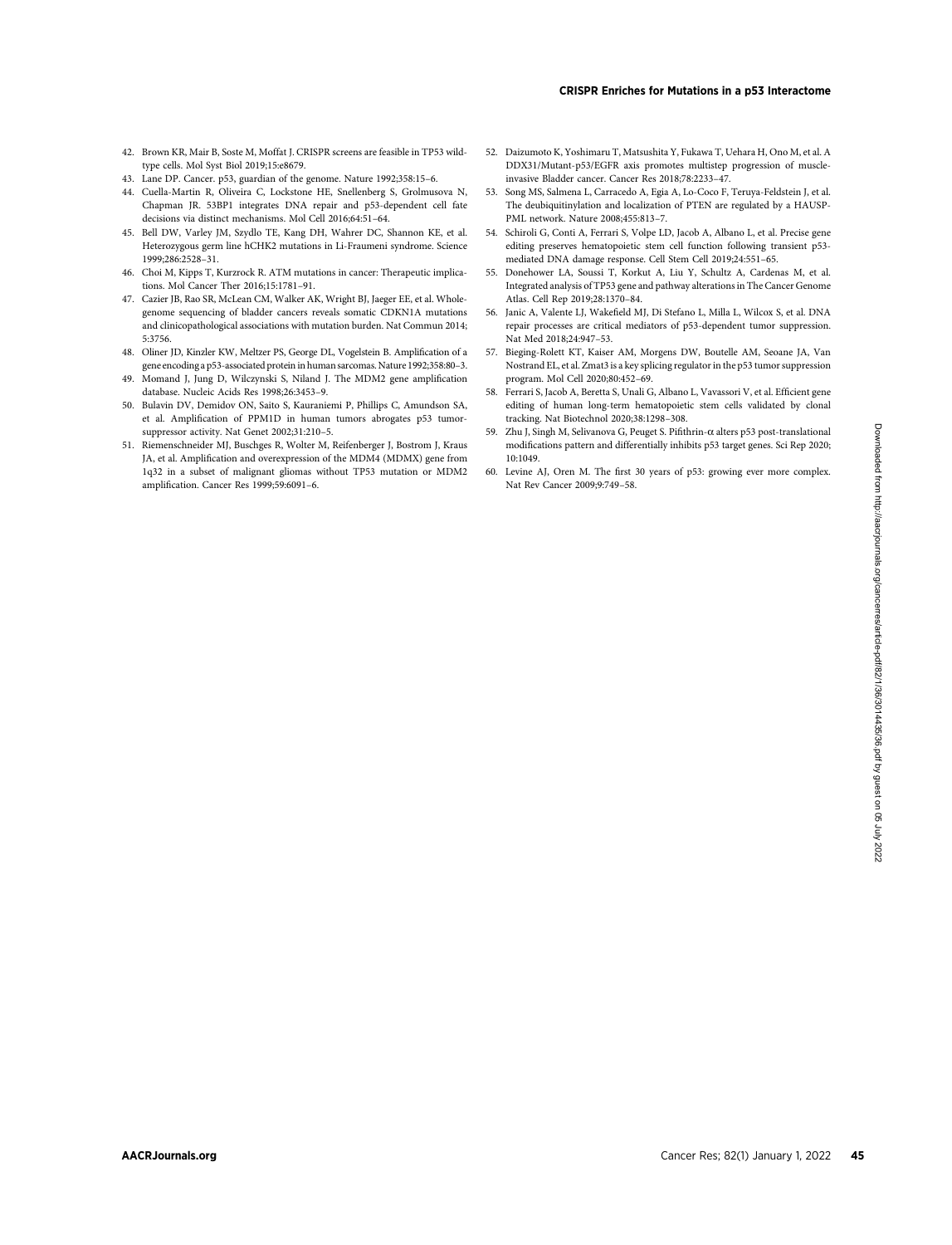42. Brown KR, Mair B, Soste M, Moffat J. CRISPR screens are feasible in TP53 wild-type cells. Mol Syst Biol 2019;15:e8679.
43. Lane DP. Cancer. p53, guardian of the genome. Nature 1992;358:15–6.
44. Cuella-Martin R, Oliveira C, Lockstone HE, Snellenberg S, Grolmusova N, Chapman JR. 53BP1 integrates DNA repair and p53-dependent cell fate decisions via distinct mechanisms. Mol Cell 2016;64:51–64.
45. Bell DW, Varley JM, Szydlo TE, Kang DH, Wahrer DC, Shannon KE, et al. Heterozygous germ line hCHK2 mutations in Li-Fraumeni syndrome. Science 1999;286:2528–31.
46. Choi M, Kipps T, Kurzrock R. ATM mutations in cancer: Therapeutic implications. Mol Cancer Ther 2016;15:1781–91.
47. Cazier JB, Rao SR, McLean CM, Walker AK, Wright BJ, Jaeger EE, et al. Whole-genome sequencing of bladder cancers reveals somatic CDKN1A mutations and clinicopathological associations with mutation burden. Nat Commun 2014;5:3756.
48. Oliner JD, Kinzler KW, Meltzer PS, George DL, Vogelstein B. Amplification of a gene encoding a p53-associated protein in human sarcomas. Nature 1992;358:80–3.
49. Momand J, Jung D, Wilczynski S, Niland J. The MDM2 gene amplification database. Nucleic Acids Res 1998;26:3453–9.
50. Bulavin DV, Demidov ON, Saito S, Kauraniemi P, Phillips C, Amundson SA, et al. Amplification of PPM1D in human tumors abrogates p53 tumor-suppressor activity. Nat Genet 2002;31:210–5.
51. Riemenschneider MJ, Buschges R, Wolter M, Reifenberger J, Bostrom J, Kraus JA, et al. Amplification and overexpression of the MDM4 (MDMX) gene from 1q32 in a subset of malignant gliomas without TP53 mutation or MDM2 amplification. Cancer Res 1999;59:6091–6.
52. Daizumoto K, Yoshimaru T, Matsushita Y, Fukawa T, Uehara H, Ono M, et al. A DDX31/Mutant-p53/EGFR axis promotes multistep progression of muscle-invasive Bladder cancer. Cancer Res 2018;78:2233–47.
53. Song MS, Salmena L, Carracedo A, Egia A, Lo-Coco F, Teruya-Feldstein J, et al. The deubiquitinylation and localization of PTEN are regulated by a HAUSP-PML network. Nature 2008;455:813–7.
54. Schiroli G, Conti A, Ferrari S, Volpe LD, Jacob A, Albano L, et al. Precise gene editing preserves hematopoietic stem cell function following transient p53-mediated DNA damage response. Cell Stem Cell 2019;24:551–65.
55. Donehower LA, Soussi T, Korkut A, Liu Y, Schultz A, Cardenas M, et al. Integrated analysis of TP53 gene and pathway alterations in The Cancer Genome Atlas. Cell Rep 2019;28:1370–84.
56. Janic A, Valente LJ, Wakefield MJ, Di Stefano L, Milla L, Wilcox S, et al. DNA repair processes are critical mediators of p53-dependent tumor suppression. Nat Med 2018;24:947–53.
57. Bieging-Rolett KT, Kaiser AM, Morgens DW, Boutelle AM, Seoane JA, Van Nostrand EL, et al. Zmat3 is a key splicing regulator in the p53 tumor suppression program. Mol Cell 2020;80:452–69.
58. Ferrari S, Jacob A, Beretta S, Unali G, Albano L, Vavassori V, et al. Efficient gene editing of human long-term hematopoietic stem cells validated by clonal tracking. Nat Biotechnol 2020;38:1298–308.
59. Zhu J, Singh M, Selivanova G, Peuget S. Pifithrin-α alters p53 post-translational modifications pattern and differentially inhibits p53 target genes. Sci Rep 2020;10:1049.
60. Levine AJ, Oren M. The first 30 years of p53: growing ever more complex. Nat Rev Cancer 2009;9:749–58.